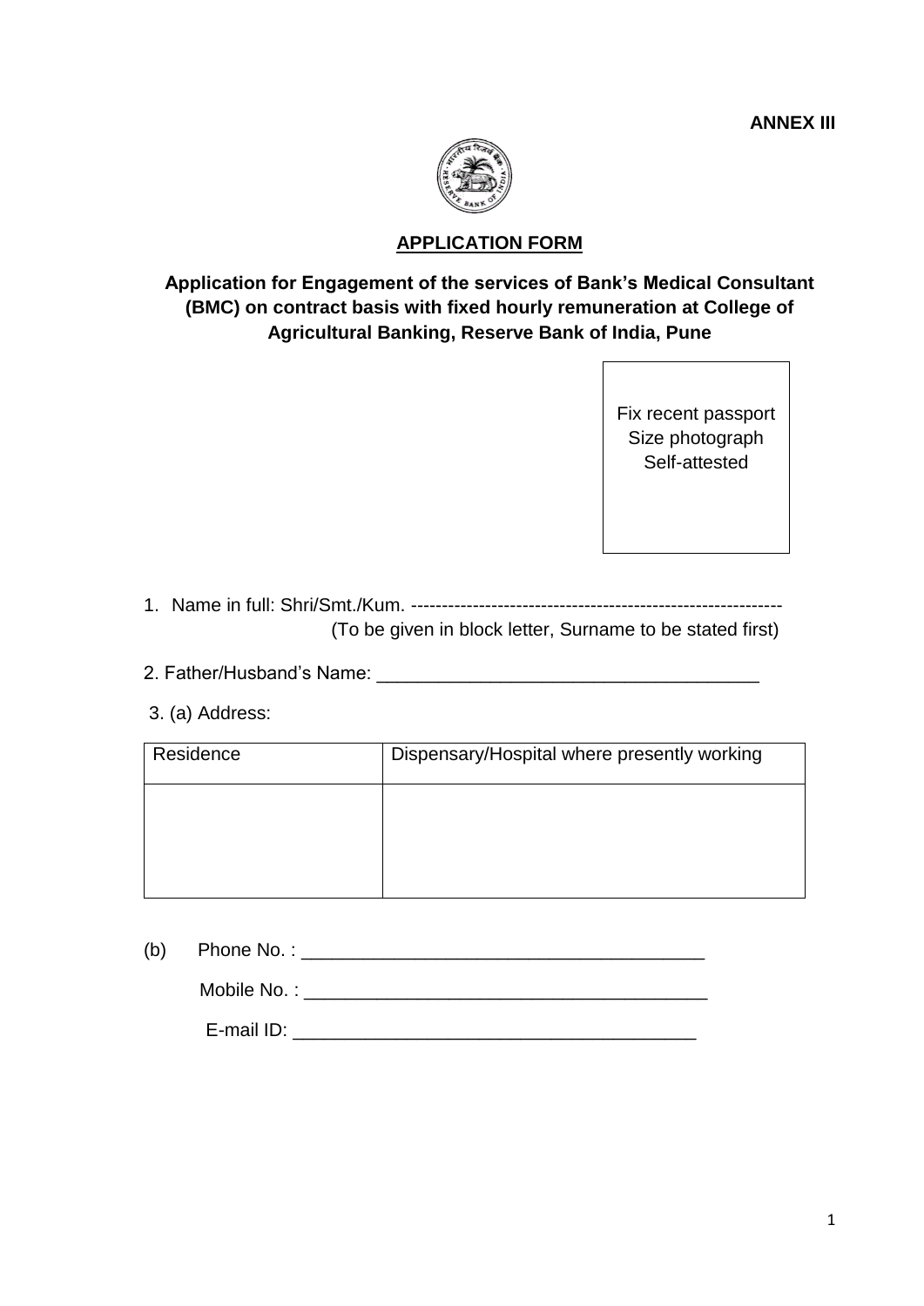**ANNEX III**

## APPLICATION FORM

### Application for Engagement of the services of Bank's Medical Consultant (BMC) on contract basis with fixed hourly remuneration at College of Agricultural Banking, Reserve Bank of India, Pune

Fix recent passport Size photograph Self-attested

1. Name in full: Shri/Smt./Kum. -----------------------------------------------------------
   (To be given in block letter, Surname to be stated first)

2. Father/Husband's Name: ______________________________________

3. (a) Address:

| Residence | Dispensary/Hospital where presently working |
|---|---|
| | |

(b) Phone No. : ________________________________________

Mobile No. : ________________________________________

E-mail ID: ________________________________________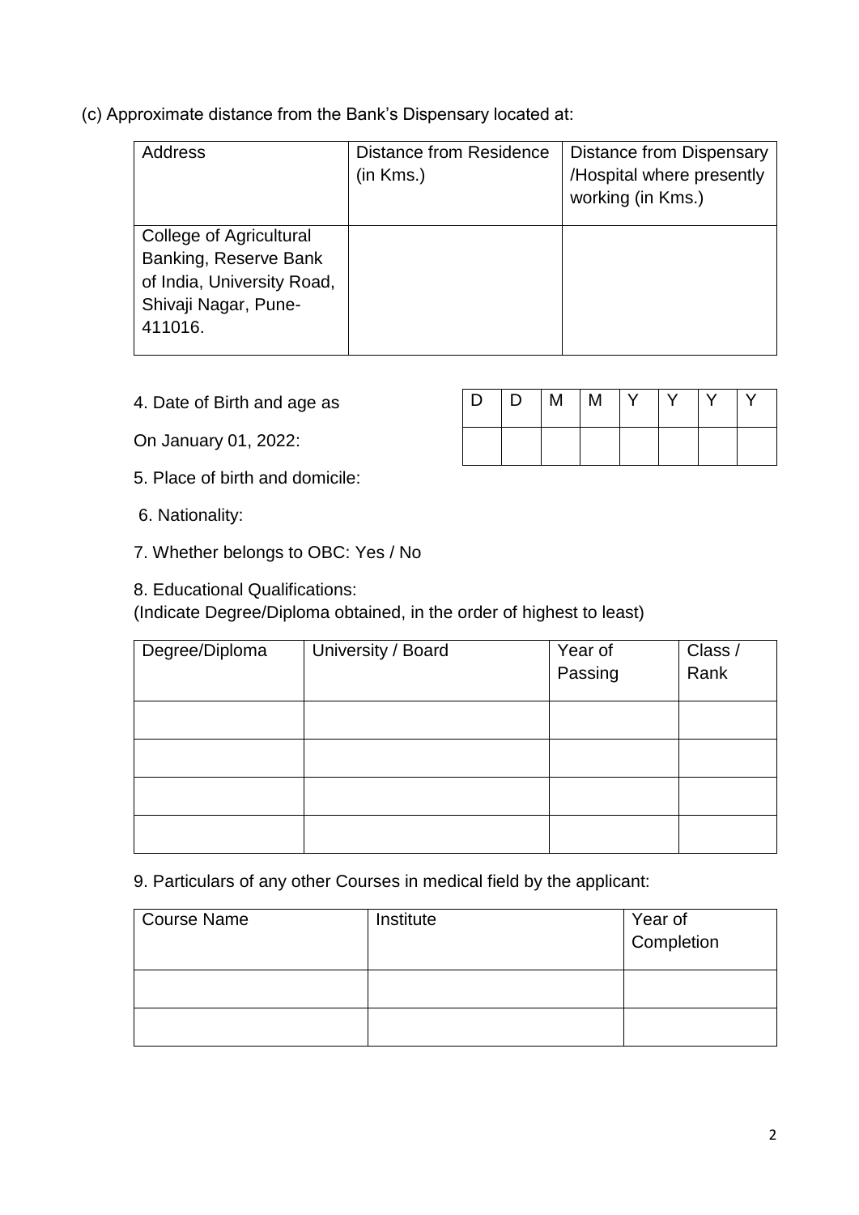(c) Approximate distance from the Bank's Dispensary located at:

| Address | Distance from Residence (in Kms.) | Distance from Dispensary /Hospital where presently working (in Kms.) |
|---|---|---|
| College of Agricultural Banking, Reserve Bank of India, University Road, Shivaji Nagar, Pune-411016. | | |

4. Date of Birth and age as

On January 01, 2022:

| D | D | M | M | Y | Y | Y | Y |
|---|---|---|---|---|---|---|---|
| | | | | | | | |

5. Place of birth and domicile:

6. Nationality:

7. Whether belongs to OBC: Yes / No

8. Educational Qualifications:
(Indicate Degree/Diploma obtained, in the order of highest to least)

| Degree/Diploma | University / Board | Year of Passing | Class / Rank |
|---|---|---|---|
| | | | |
| | | | |
| | | | |
| | | | |

9. Particulars of any other Courses in medical field by the applicant:

| Course Name | Institute | Year of Completion |
|---|---|---|
| | | |
| | | |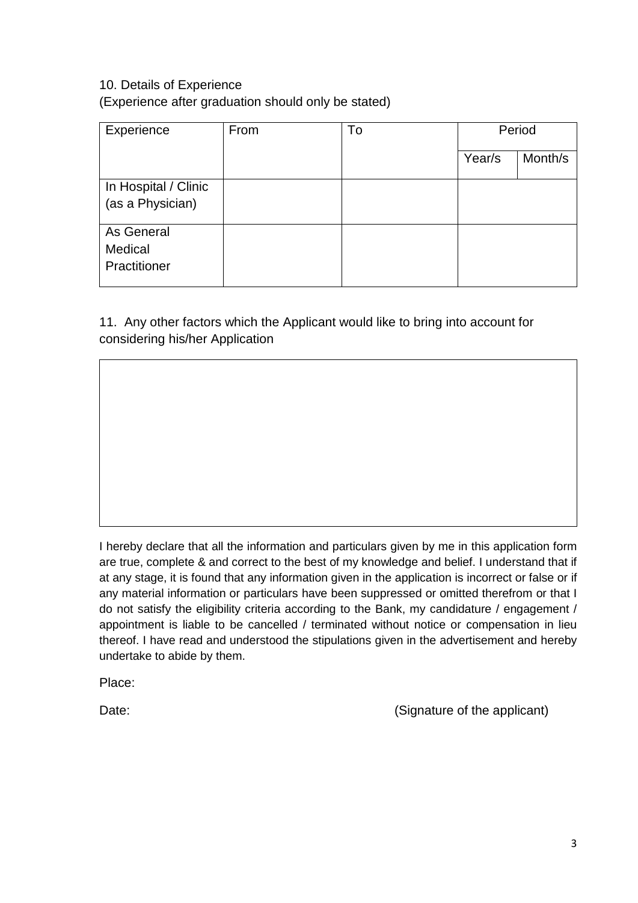10. Details of Experience
(Experience after graduation should only be stated)

| Experience | From | To | Period | |
|---|---|---|---|---|
| | | | Year/s | Month/s |
| In Hospital / Clinic (as a Physician) | | | | |
| As General Medical Practitioner | | | | |

11. Any other factors which the Applicant would like to bring into account for considering his/her Application

| |
|---|
| |

I hereby declare that all the information and particulars given by me in this application form are true, complete & and correct to the best of my knowledge and belief. I understand that if at any stage, it is found that any information given in the application is incorrect or false or if any material information or particulars have been suppressed or omitted therefrom or that I do not satisfy the eligibility criteria according to the Bank, my candidature / engagement / appointment is liable to be cancelled / terminated without notice or compensation in lieu thereof. I have read and understood the stipulations given in the advertisement and hereby undertake to abide by them.

Place:

Date: (Signature of the applicant)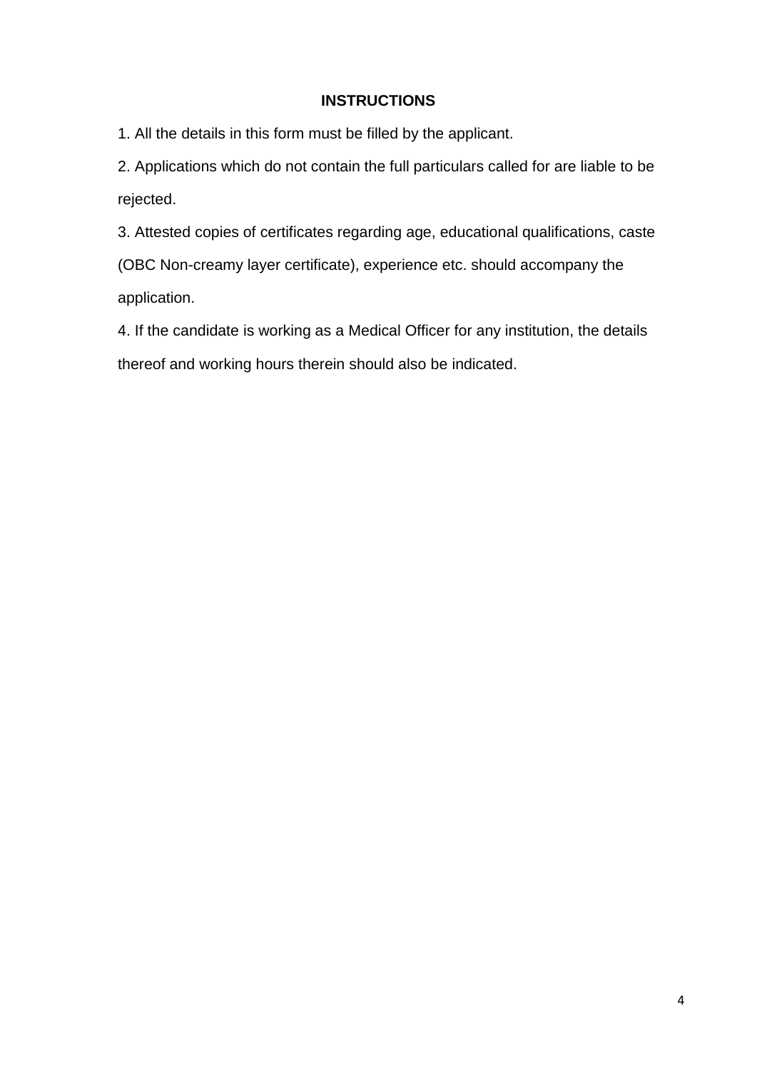## INSTRUCTIONS

1. All the details in this form must be filled by the applicant.
2. Applications which do not contain the full particulars called for are liable to be rejected.
3. Attested copies of certificates regarding age, educational qualifications, caste (OBC Non-creamy layer certificate), experience etc. should accompany the application.
4. If the candidate is working as a Medical Officer for any institution, the details thereof and working hours therein should also be indicated.